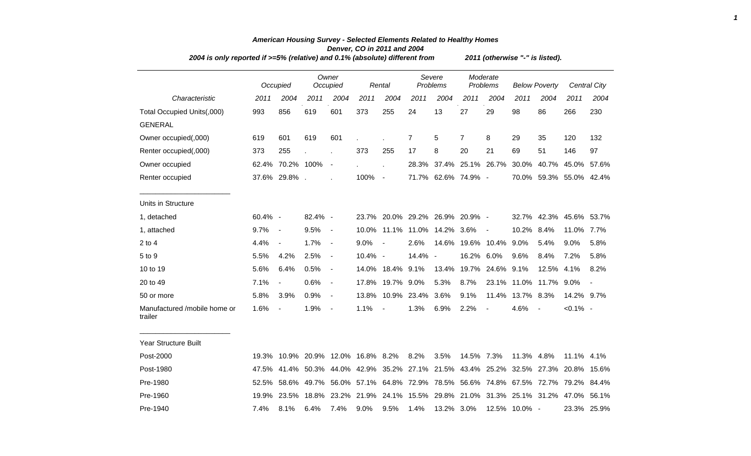# American Housing Survey - Selected Elements Related to Healthy Homes

## Denver, CO in 2011 and 2004

*2004 is only reported if >=5% (relative) and 0.1% (absolute) different from 2011 (otherwise "-" is listed).*

| | Occupied | | Owner Occupied | | Rental | | Severe Problems | | Moderate Problems | | Below Poverty | | Central City | |
|---|---|---|---|---|---|---|---|---|---|---|---|---|---|---|
| *Characteristic* | *2011* | *2004* | *2011* | *2004* | *2011* | *2004* | *2011* | *2004* | *2011* | *2004* | *2011* | *2004* | *2011* | *2004* |
| Total Occupied Units(,000) | 993 | 856 | 619 | 601 | 373 | 255 | 24 | 13 | 27 | 29 | 98 | 86 | 266 | 230 |
| GENERAL | | | | | | | | | | | | | | |
| Owner occupied(,000) | 619 | 601 | 619 | 601 | . | . | 7 | 5 | 7 | 8 | 29 | 35 | 120 | 132 |
| Renter occupied(,000) | 373 | 255 | . | . | 373 | 255 | 17 | 8 | 20 | 21 | 69 | 51 | 146 | 97 |
| Owner occupied | 62.4% | 70.2% | 100% | - | . | . | 28.3% | 37.4% | 25.1% | 26.7% | 30.0% | 40.7% | 45.0% | 57.6% |
| Renter occupied | 37.6% | 29.8% | . | . | 100% | - | 71.7% | 62.6% | 74.9% | - | 70.0% | 59.3% | 55.0% | 42.4% |
| Units in Structure | | | | | | | | | | | | | | |
| 1, detached | 60.4% | - | 82.4% | - | 23.7% | 20.0% | 29.2% | 26.9% | 20.9% | - | 32.7% | 42.3% | 45.6% | 53.7% |
| 1, attached | 9.7% | - | 9.5% | - | 10.0% | 11.1% | 11.0% | 14.2% | 3.6% | - | 10.2% | 8.4% | 11.0% | 7.7% |
| 2 to 4 | 4.4% | - | 1.7% | - | 9.0% | - | 2.6% | 14.6% | 19.6% | 10.4% | 9.0% | 5.4% | 9.0% | 5.8% |
| 5 to 9 | 5.5% | 4.2% | 2.5% | - | 10.4% | - | 14.4% | - | 16.2% | 6.0% | 9.6% | 8.4% | 7.2% | 5.8% |
| 10 to 19 | 5.6% | 6.4% | 0.5% | - | 14.0% | 18.4% | 9.1% | 13.4% | 19.7% | 24.6% | 9.1% | 12.5% | 4.1% | 8.2% |
| 20 to 49 | 7.1% | - | 0.6% | - | 17.8% | 19.7% | 9.0% | 5.3% | 8.7% | 23.1% | 11.0% | 11.7% | 9.0% | - |
| 50 or more | 5.8% | 3.9% | 0.9% | - | 13.8% | 10.9% | 23.4% | 3.6% | 9.1% | 11.4% | 13.7% | 8.3% | 14.2% | 9.7% |
| Manufactured /mobile home or trailer | 1.6% | - | 1.9% | - | 1.1% | - | 1.3% | 6.9% | 2.2% | - | 4.6% | - | <0.1% | - |
| Year Structure Built | | | | | | | | | | | | | | |
| Post-2000 | 19.3% | 10.9% | 20.9% | 12.0% | 16.8% | 8.2% | 8.2% | 3.5% | 14.5% | 7.3% | 11.3% | 4.8% | 11.1% | 4.1% |
| Post-1980 | 47.5% | 41.4% | 50.3% | 44.0% | 42.9% | 35.2% | 27.1% | 21.5% | 43.4% | 25.2% | 32.5% | 27.3% | 20.8% | 15.6% |
| Pre-1980 | 52.5% | 58.6% | 49.7% | 56.0% | 57.1% | 64.8% | 72.9% | 78.5% | 56.6% | 74.8% | 67.5% | 72.7% | 79.2% | 84.4% |
| Pre-1960 | 19.9% | 23.5% | 18.8% | 23.2% | 21.9% | 24.1% | 15.5% | 29.8% | 21.0% | 31.3% | 25.1% | 31.2% | 47.0% | 56.1% |
| Pre-1940 | 7.4% | 8.1% | 6.4% | 7.4% | 9.0% | 9.5% | 1.4% | 13.2% | 3.0% | 12.5% | 10.0% | - | 23.3% | 25.9% |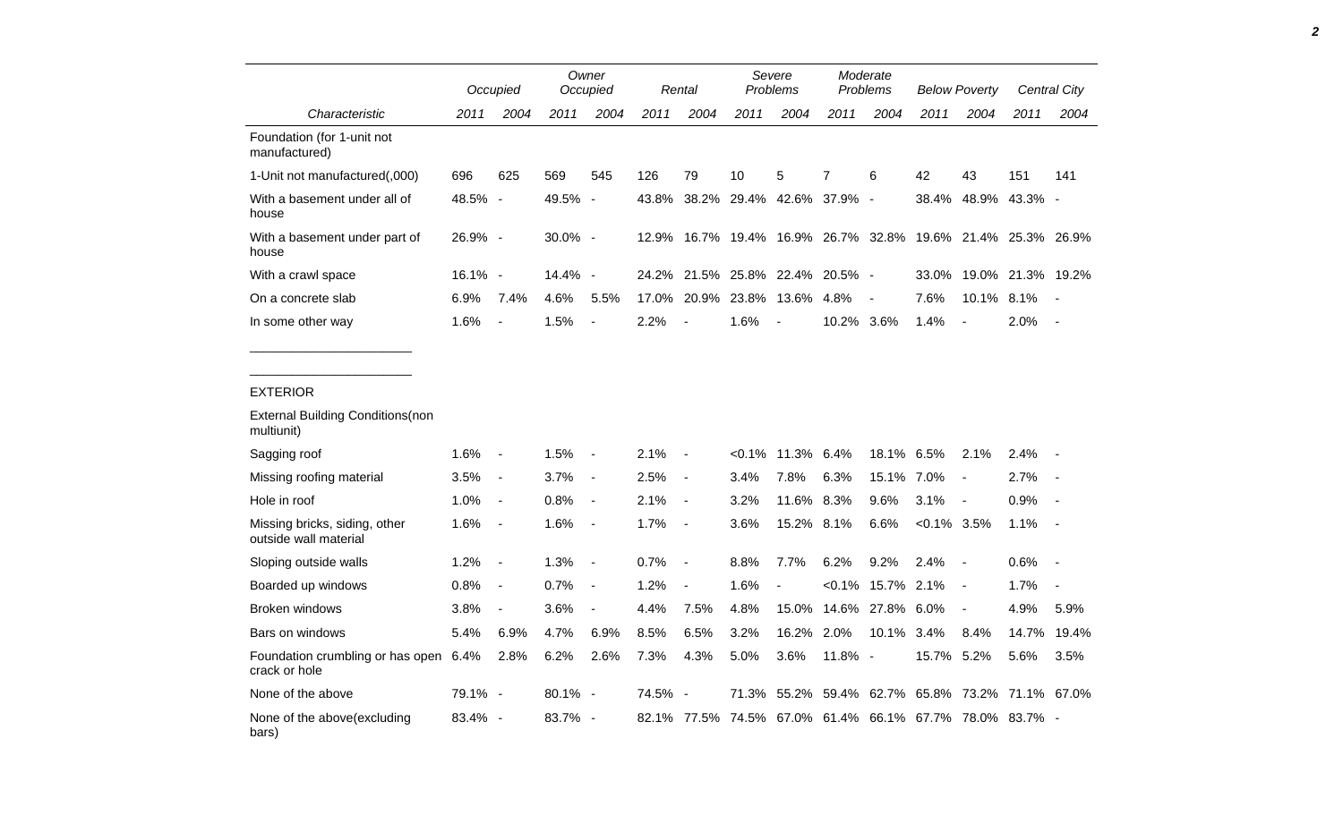| Characteristic | Occupied | | Owner Occupied | | Rental | | Severe Problems | | Moderate Problems | | Below Poverty | | Central City | |
|---|---|---|---|---|---|---|---|---|---|---|---|---|---|---|
| | 2011 | 2004 | 2011 | 2004 | 2011 | 2004 | 2011 | 2004 | 2011 | 2004 | 2011 | 2004 | 2011 | 2004 |
| Foundation (for 1-unit not manufactured) | | | | | | | | | | | | | | |
| 1-Unit not manufactured(,000) | 696 | 625 | 569 | 545 | 126 | 79 | 10 | 5 | 7 | 6 | 42 | 43 | 151 | 141 |
| With a basement under all of house | 48.5% | - | 49.5% | - | 43.8% | 38.2% | 29.4% | 42.6% | 37.9% | - | 38.4% | 48.9% | 43.3% | - |
| With a basement under part of house | 26.9% | - | 30.0% | - | 12.9% | 16.7% | 19.4% | 16.9% | 26.7% | 32.8% | 19.6% | 21.4% | 25.3% | 26.9% |
| With a crawl space | 16.1% | - | 14.4% | - | 24.2% | 21.5% | 25.8% | 22.4% | 20.5% | - | 33.0% | 19.0% | 21.3% | 19.2% |
| On a concrete slab | 6.9% | 7.4% | 4.6% | 5.5% | 17.0% | 20.9% | 23.8% | 13.6% | 4.8% | - | 7.6% | 10.1% | 8.1% | - |
| In some other way | 1.6% | - | 1.5% | - | 2.2% | - | 1.6% | - | 10.2% | 3.6% | 1.4% | - | 2.0% | - |

## EXTERIOR

| Characteristic | Occupied | | Owner Occupied | | Rental | | Severe Problems | | Moderate Problems | | Below Poverty | | Central City | |
|---|---|---|---|---|---|---|---|---|---|---|---|---|---|---|
| | 2011 | 2004 | 2011 | 2004 | 2011 | 2004 | 2011 | 2004 | 2011 | 2004 | 2011 | 2004 | 2011 | 2004 |
| External Building Conditions(non multiunit) | | | | | | | | | | | | | | |
| Sagging roof | 1.6% | - | 1.5% | - | 2.1% | - | <0.1% | 11.3% | 6.4% | 18.1% | 6.5% | 2.1% | 2.4% | - |
| Missing roofing material | 3.5% | - | 3.7% | - | 2.5% | - | 3.4% | 7.8% | 6.3% | 15.1% | 7.0% | - | 2.7% | - |
| Hole in roof | 1.0% | - | 0.8% | - | 2.1% | - | 3.2% | 11.6% | 8.3% | 9.6% | 3.1% | - | 0.9% | - |
| Missing bricks, siding, other outside wall material | 1.6% | - | 1.6% | - | 1.7% | - | 3.6% | 15.2% | 8.1% | 6.6% | <0.1% | 3.5% | 1.1% | - |
| Sloping outside walls | 1.2% | - | 1.3% | - | 0.7% | - | 8.8% | 7.7% | 6.2% | 9.2% | 2.4% | - | 0.6% | - |
| Boarded up windows | 0.8% | - | 0.7% | - | 1.2% | - | 1.6% | - | <0.1% | 15.7% | 2.1% | - | 1.7% | - |
| Broken windows | 3.8% | - | 3.6% | - | 4.4% | 7.5% | 4.8% | 15.0% | 14.6% | 27.8% | 6.0% | - | 4.9% | 5.9% |
| Bars on windows | 5.4% | 6.9% | 4.7% | 6.9% | 8.5% | 6.5% | 3.2% | 16.2% | 2.0% | 10.1% | 3.4% | 8.4% | 14.7% | 19.4% |
| Foundation crumbling or has open crack or hole | 6.4% | 2.8% | 6.2% | 2.6% | 7.3% | 4.3% | 5.0% | 3.6% | 11.8% | - | 15.7% | 5.2% | 5.6% | 3.5% |
| None of the above | 79.1% | - | 80.1% | - | 74.5% | - | 71.3% | 55.2% | 59.4% | 62.7% | 65.8% | 73.2% | 71.1% | 67.0% |
| None of the above(excluding bars) | 83.4% | - | 83.7% | - | 82.1% | 77.5% | 74.5% | 67.0% | 61.4% | 66.1% | 67.7% | 78.0% | 83.7% | - |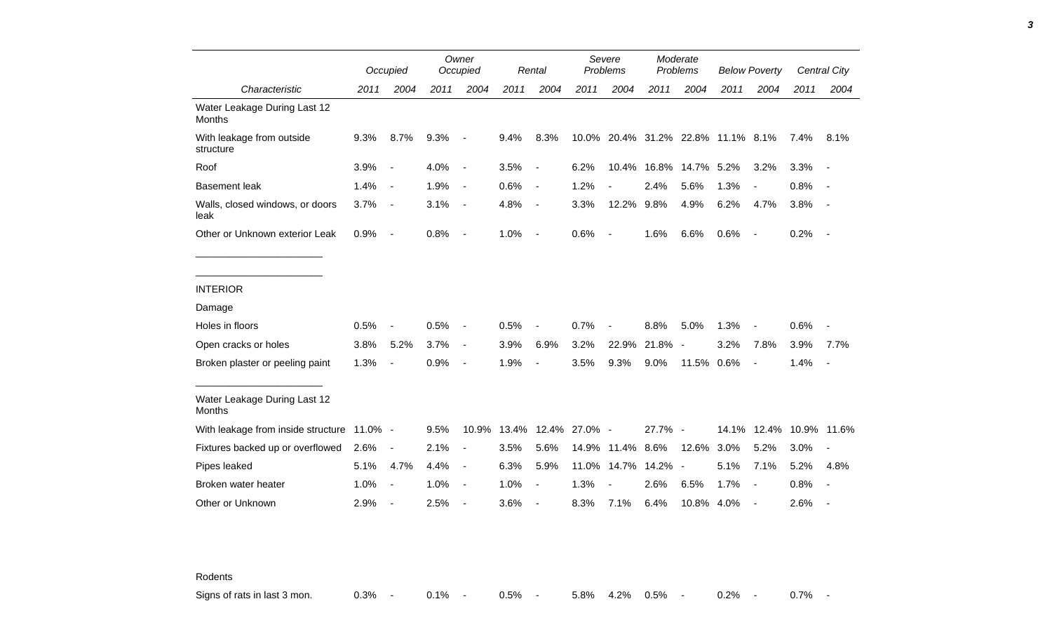| Characteristic | Occupied 2011 | Occupied 2004 | Owner Occupied 2011 | Owner Occupied 2004 | Rental 2011 | Rental 2004 | Severe Problems 2011 | Severe Problems 2004 | Moderate Problems 2011 | Moderate Problems 2004 | Below Poverty 2011 | Below Poverty 2004 | Central City 2011 | Central City 2004 |
|---|---|---|---|---|---|---|---|---|---|---|---|---|---|---|
| Water Leakage During Last 12 Months | | | | | | | | | | | | | | |
| With leakage from outside structure | 9.3% | 8.7% | 9.3% | - | 9.4% | 8.3% | 10.0% | 20.4% | 31.2% | 22.8% | 11.1% | 8.1% | 7.4% | 8.1% |
| Roof | 3.9% | - | 4.0% | - | 3.5% | - | 6.2% | 10.4% | 16.8% | 14.7% | 5.2% | 3.2% | 3.3% | - |
| Basement leak | 1.4% | - | 1.9% | - | 0.6% | - | 1.2% | - | 2.4% | 5.6% | 1.3% | - | 0.8% | - |
| Walls, closed windows, or doors leak | 3.7% | - | 3.1% | - | 4.8% | - | 3.3% | 12.2% | 9.8% | 4.9% | 6.2% | 4.7% | 3.8% | - |
| Other or Unknown exterior Leak | 0.9% | - | 0.8% | - | 1.0% | - | 0.6% | - | 1.6% | 6.6% | 0.6% | - | 0.2% | - |
| INTERIOR | | | | | | | | | | | | | | |
| Damage | | | | | | | | | | | | | | |
| Holes in floors | 0.5% | - | 0.5% | - | 0.5% | - | 0.7% | - | 8.8% | 5.0% | 1.3% | - | 0.6% | - |
| Open cracks or holes | 3.8% | 5.2% | 3.7% | - | 3.9% | 6.9% | 3.2% | 22.9% | 21.8% | - | 3.2% | 7.8% | 3.9% | 7.7% |
| Broken plaster or peeling paint | 1.3% | - | 0.9% | - | 1.9% | - | 3.5% | 9.3% | 9.0% | 11.5% | 0.6% | - | 1.4% | - |
| Water Leakage During Last 12 Months | | | | | | | | | | | | | | |
| With leakage from inside structure | 11.0% | - | 9.5% | 10.9% | 13.4% | 12.4% | 27.0% | - | 27.7% | - | 14.1% | 12.4% | 10.9% | 11.6% |
| Fixtures backed up or overflowed | 2.6% | - | 2.1% | - | 3.5% | 5.6% | 14.9% | 11.4% | 8.6% | 12.6% | 3.0% | 5.2% | 3.0% | - |
| Pipes leaked | 5.1% | 4.7% | 4.4% | - | 6.3% | 5.9% | 11.0% | 14.7% | 14.2% | - | 5.1% | 7.1% | 5.2% | 4.8% |
| Broken water heater | 1.0% | - | 1.0% | - | 1.0% | - | 1.3% | - | 2.6% | 6.5% | 1.7% | - | 0.8% | - |
| Other or Unknown | 2.9% | - | 2.5% | - | 3.6% | - | 8.3% | 7.1% | 6.4% | 10.8% | 4.0% | - | 2.6% | - |
| Rodents | | | | | | | | | | | | | | |
| Signs of rats in last 3 mon. | 0.3% | - | 0.1% | - | 0.5% | - | 5.8% | 4.2% | 0.5% | - | 0.2% | - | 0.7% | - |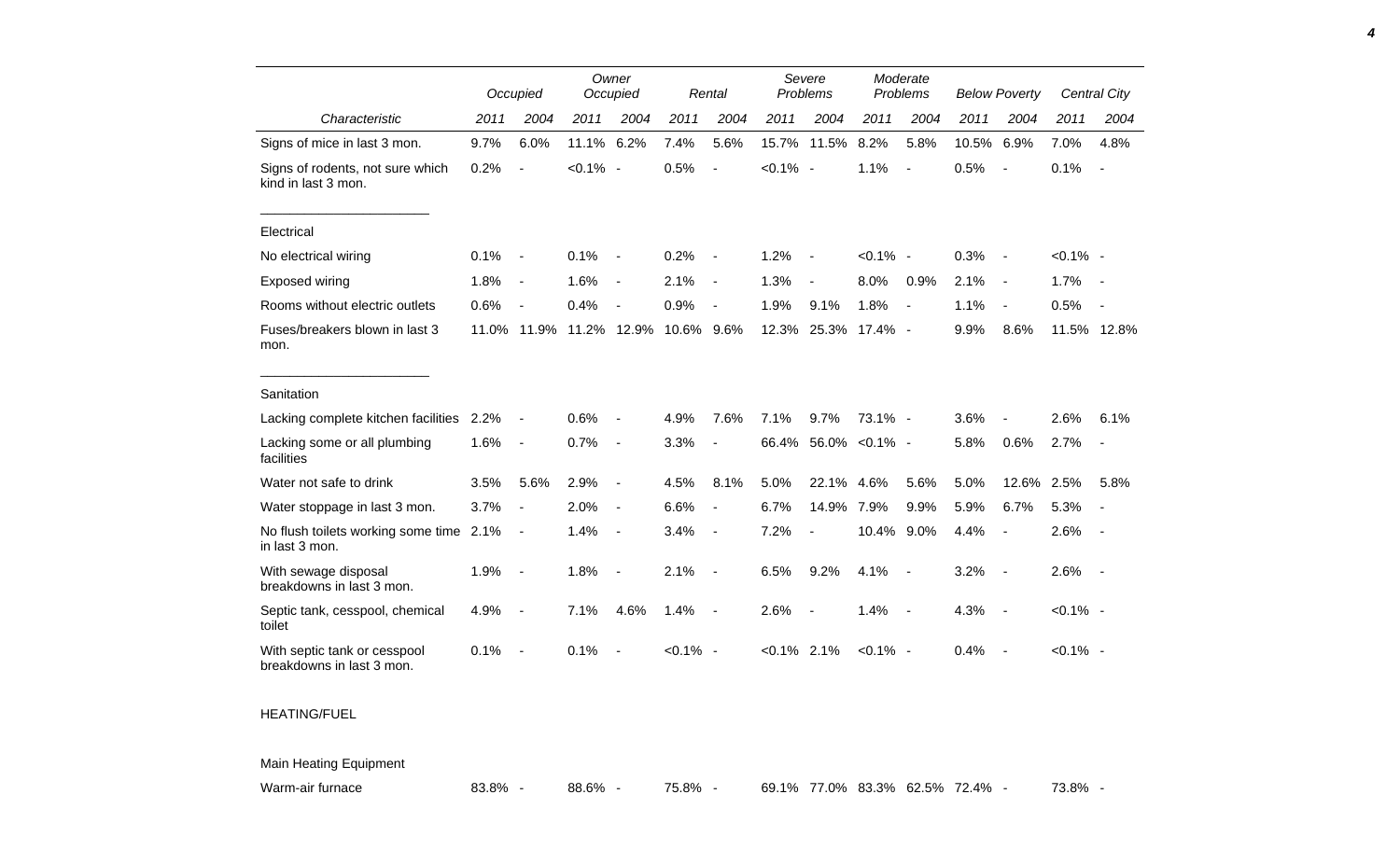| Characteristic | Occupied | | Owner Occupied | | Rental | | Severe Problems | | Moderate Problems | | Below Poverty | | Central City | |
|---|---|---|---|---|---|---|---|---|---|---|---|---|---|---|
| | 2011 | 2004 | 2011 | 2004 | 2011 | 2004 | 2011 | 2004 | 2011 | 2004 | 2011 | 2004 | 2011 | 2004 |
| Signs of mice in last 3 mon. | 9.7% | 6.0% | 11.1% | 6.2% | 7.4% | 5.6% | 15.7% | 11.5% | 8.2% | 5.8% | 10.5% | 6.9% | 7.0% | 4.8% |
| Signs of rodents, not sure which kind in last 3 mon. | 0.2% | - | <0.1% | - | 0.5% | - | <0.1% | - | 1.1% | - | 0.5% | - | 0.1% | - |
| Electrical | | | | | | | | | | | | | | |
| No electrical wiring | 0.1% | - | 0.1% | - | 0.2% | - | 1.2% | - | <0.1% | - | 0.3% | - | <0.1% | - |
| Exposed wiring | 1.8% | - | 1.6% | - | 2.1% | - | 1.3% | - | 8.0% | 0.9% | 2.1% | - | 1.7% | - |
| Rooms without electric outlets | 0.6% | - | 0.4% | - | 0.9% | - | 1.9% | 9.1% | 1.8% | - | 1.1% | - | 0.5% | - |
| Fuses/breakers blown in last 3 mon. | 11.0% | 11.9% | 11.2% | 12.9% | 10.6% | 9.6% | 12.3% | 25.3% | 17.4% | - | 9.9% | 8.6% | 11.5% | 12.8% |
| Sanitation | | | | | | | | | | | | | | |
| Lacking complete kitchen facilities | 2.2% | - | 0.6% | - | 4.9% | 7.6% | 7.1% | 9.7% | 73.1% | - | 3.6% | - | 2.6% | 6.1% |
| Lacking some or all plumbing facilities | 1.6% | - | 0.7% | - | 3.3% | - | 66.4% | 56.0% | <0.1% | - | 5.8% | 0.6% | 2.7% | - |
| Water not safe to drink | 3.5% | 5.6% | 2.9% | - | 4.5% | 8.1% | 5.0% | 22.1% | 4.6% | 5.6% | 5.0% | 12.6% | 2.5% | 5.8% |
| Water stoppage in last 3 mon. | 3.7% | - | 2.0% | - | 6.6% | - | 6.7% | 14.9% | 7.9% | 9.9% | 5.9% | 6.7% | 5.3% | - |
| No flush toilets working some time in last 3 mon. | 2.1% | - | 1.4% | - | 3.4% | - | 7.2% | - | 10.4% | 9.0% | 4.4% | - | 2.6% | - |
| With sewage disposal breakdowns in last 3 mon. | 1.9% | - | 1.8% | - | 2.1% | - | 6.5% | 9.2% | 4.1% | - | 3.2% | - | 2.6% | - |
| Septic tank, cesspool, chemical toilet | 4.9% | - | 7.1% | 4.6% | 1.4% | - | 2.6% | - | 1.4% | - | 4.3% | - | <0.1% | - |
| With septic tank or cesspool breakdowns in last 3 mon. | 0.1% | - | 0.1% | - | <0.1% | - | <0.1% | 2.1% | <0.1% | - | 0.4% | - | <0.1% | - |
| HEATING/FUEL | | | | | | | | | | | | | | |
| Main Heating Equipment | | | | | | | | | | | | | | |
| Warm-air furnace | 83.8% | - | 88.6% | - | 75.8% | - | 69.1% | 77.0% | 83.3% | 62.5% | 72.4% | - | 73.8% | - |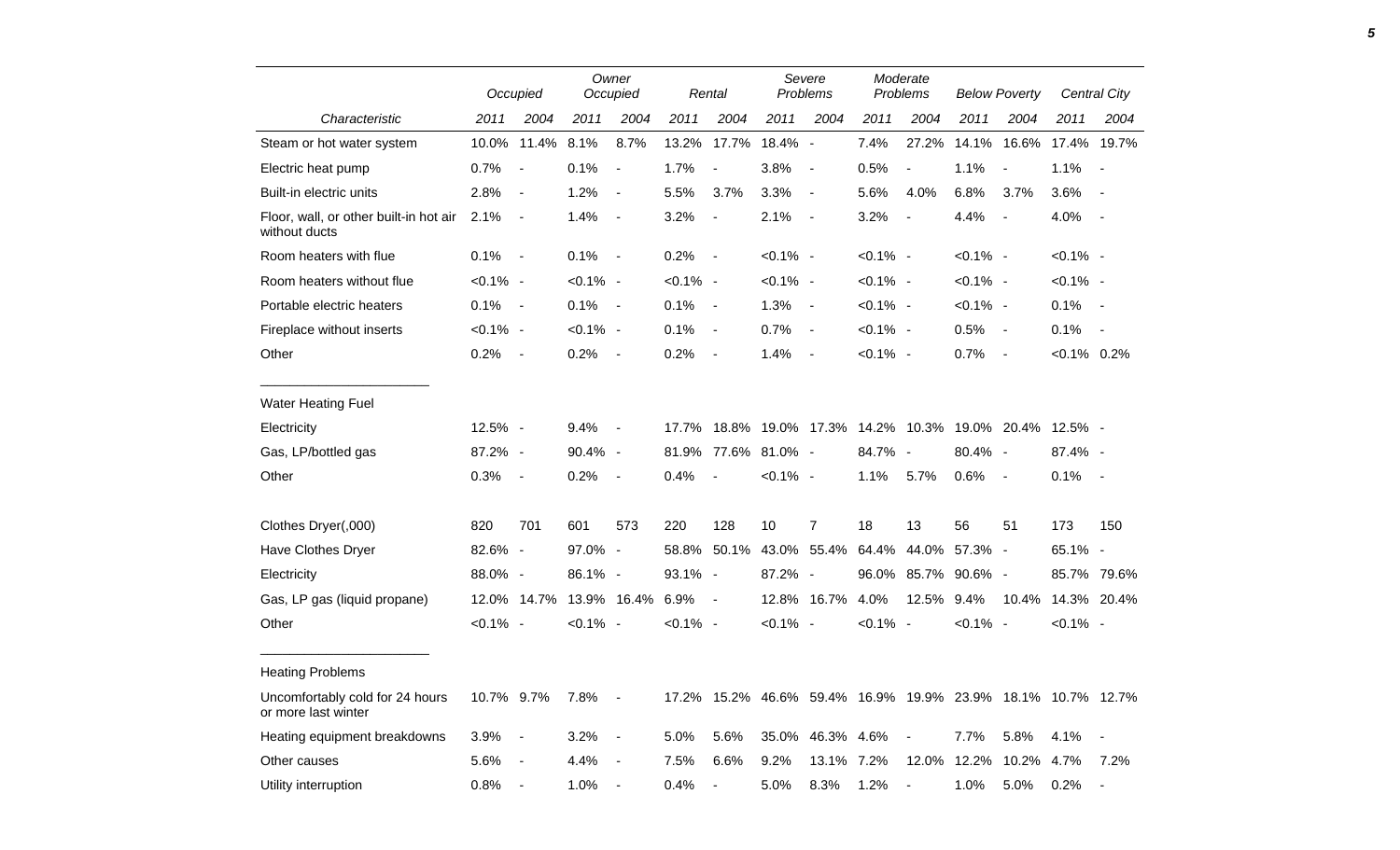| Characteristic | Occupied 2011 | Occupied 2004 | Owner Occupied 2011 | Owner Occupied 2004 | Rental 2011 | Rental 2004 | Severe Problems 2011 | Severe Problems 2004 | Moderate Problems 2011 | Moderate Problems 2004 | Below Poverty 2011 | Below Poverty 2004 | Central City 2011 | Central City 2004 |
|---|---|---|---|---|---|---|---|---|---|---|---|---|---|---|
| Steam or hot water system | 10.0% | 11.4% | 8.1% | 8.7% | 13.2% | 17.7% | 18.4% | - | 7.4% | 27.2% | 14.1% | 16.6% | 17.4% | 19.7% |
| Electric heat pump | 0.7% | - | 0.1% | - | 1.7% | - | 3.8% | - | 0.5% | - | 1.1% | - | 1.1% | - |
| Built-in electric units | 2.8% | - | 1.2% | - | 5.5% | 3.7% | 3.3% | - | 5.6% | 4.0% | 6.8% | 3.7% | 3.6% | - |
| Floor, wall, or other built-in hot air without ducts | 2.1% | - | 1.4% | - | 3.2% | - | 2.1% | - | 3.2% | - | 4.4% | - | 4.0% | - |
| Room heaters with flue | 0.1% | - | 0.1% | - | 0.2% | - | <0.1% | - | <0.1% | - | <0.1% | - | <0.1% | - |
| Room heaters without flue | <0.1% | - | <0.1% | - | <0.1% | - | <0.1% | - | <0.1% | - | <0.1% | - | <0.1% | - |
| Portable electric heaters | 0.1% | - | 0.1% | - | 0.1% | - | 1.3% | - | <0.1% | - | <0.1% | - | 0.1% | - |
| Fireplace without inserts | <0.1% | - | <0.1% | - | 0.1% | - | 0.7% | - | <0.1% | - | 0.5% | - | 0.1% | - |
| Other | 0.2% | - | 0.2% | - | 0.2% | - | 1.4% | - | <0.1% | - | 0.7% | - | <0.1% | 0.2% |
| **Water Heating Fuel** | | | | | | | | | | | | | | |
| Electricity | 12.5% | - | 9.4% | - | 17.7% | 18.8% | 19.0% | 17.3% | 14.2% | 10.3% | 19.0% | 20.4% | 12.5% | - |
| Gas, LP/bottled gas | 87.2% | - | 90.4% | - | 81.9% | 77.6% | 81.0% | - | 84.7% | - | 80.4% | - | 87.4% | - |
| Other | 0.3% | - | 0.2% | - | 0.4% | - | <0.1% | - | 1.1% | 5.7% | 0.6% | - | 0.1% | - |
| Clothes Dryer(,000) | 820 | 701 | 601 | 573 | 220 | 128 | 10 | 7 | 18 | 13 | 56 | 51 | 173 | 150 |
| Have Clothes Dryer | 82.6% | - | 97.0% | - | 58.8% | 50.1% | 43.0% | 55.4% | 64.4% | 44.0% | 57.3% | - | 65.1% | - |
| Electricity | 88.0% | - | 86.1% | - | 93.1% | - | 87.2% | - | 96.0% | 85.7% | 90.6% | - | 85.7% | 79.6% |
| Gas, LP gas (liquid propane) | 12.0% | 14.7% | 13.9% | 16.4% | 6.9% | - | 12.8% | 16.7% | 4.0% | 12.5% | 9.4% | 10.4% | 14.3% | 20.4% |
| Other | <0.1% | - | <0.1% | - | <0.1% | - | <0.1% | - | <0.1% | - | <0.1% | - | <0.1% | - |
| **Heating Problems** | | | | | | | | | | | | | | |
| Uncomfortably cold for 24 hours or more last winter | 10.7% | 9.7% | 7.8% | - | 17.2% | 15.2% | 46.6% | 59.4% | 16.9% | 19.9% | 23.9% | 18.1% | 10.7% | 12.7% |
| Heating equipment breakdowns | 3.9% | - | 3.2% | - | 5.0% | 5.6% | 35.0% | 46.3% | 4.6% | - | 7.7% | 5.8% | 4.1% | - |
| Other causes | 5.6% | - | 4.4% | - | 7.5% | 6.6% | 9.2% | 13.1% | 7.2% | 12.0% | 12.2% | 10.2% | 4.7% | 7.2% |
| Utility interruption | 0.8% | - | 1.0% | - | 0.4% | - | 5.0% | 8.3% | 1.2% | - | 1.0% | 5.0% | 0.2% | - |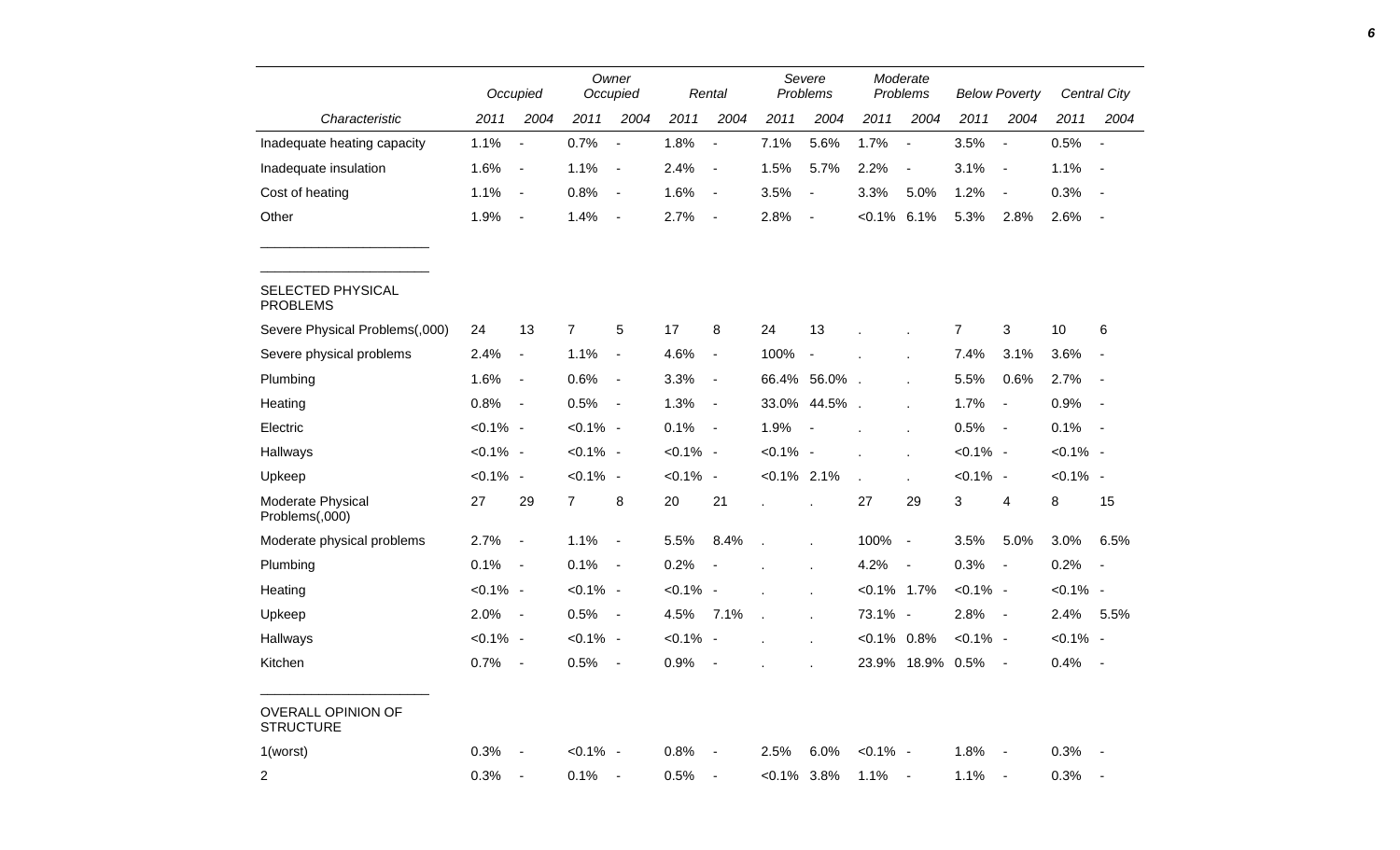| Characteristic | Occupied | | Owner Occupied | | Rental | | Severe Problems | | Moderate Problems | | Below Poverty | | Central City | |
|---|---|---|---|---|---|---|---|---|---|---|---|---|---|---|
| | 2011 | 2004 | 2011 | 2004 | 2011 | 2004 | 2011 | 2004 | 2011 | 2004 | 2011 | 2004 | 2011 | 2004 |
| Inadequate heating capacity | 1.1% | - | 0.7% | - | 1.8% | - | 7.1% | 5.6% | 1.7% | - | 3.5% | - | 0.5% | - |
| Inadequate insulation | 1.6% | - | 1.1% | - | 2.4% | - | 1.5% | 5.7% | 2.2% | - | 3.1% | - | 1.1% | - |
| Cost of heating | 1.1% | - | 0.8% | - | 1.6% | - | 3.5% | - | 3.3% | 5.0% | 1.2% | - | 0.3% | - |
| Other | 1.9% | - | 1.4% | - | 2.7% | - | 2.8% | - | <0.1% | 6.1% | 5.3% | 2.8% | 2.6% | - |
| SELECTED PHYSICAL PROBLEMS | | | | | | | | | | | | | | |
| Severe Physical Problems(,000) | 24 | 13 | 7 | 5 | 17 | 8 | 24 | 13 | . | . | 7 | 3 | 10 | 6 |
| Severe physical problems | 2.4% | - | 1.1% | - | 4.6% | - | 100% | - | . | . | 7.4% | 3.1% | 3.6% | - |
| Plumbing | 1.6% | - | 0.6% | - | 3.3% | - | 66.4% | 56.0% | . | . | 5.5% | 0.6% | 2.7% | - |
| Heating | 0.8% | - | 0.5% | - | 1.3% | - | 33.0% | 44.5% | . | . | 1.7% | - | 0.9% | - |
| Electric | <0.1% | - | <0.1% | - | 0.1% | - | 1.9% | - | . | . | 0.5% | - | 0.1% | - |
| Hallways | <0.1% | - | <0.1% | - | <0.1% | - | <0.1% | - | . | . | <0.1% | - | <0.1% | - |
| Upkeep | <0.1% | - | <0.1% | - | <0.1% | - | <0.1% | 2.1% | . | . | <0.1% | - | <0.1% | - |
| Moderate Physical Problems(,000) | 27 | 29 | 7 | 8 | 20 | 21 | . | . | 27 | 29 | 3 | 4 | 8 | 15 |
| Moderate physical problems | 2.7% | - | 1.1% | - | 5.5% | 8.4% | . | . | 100% | - | 3.5% | 5.0% | 3.0% | 6.5% |
| Plumbing | 0.1% | - | 0.1% | - | 0.2% | - | . | . | 4.2% | - | 0.3% | - | 0.2% | - |
| Heating | <0.1% | - | <0.1% | - | <0.1% | - | . | . | <0.1% | 1.7% | <0.1% | - | <0.1% | - |
| Upkeep | 2.0% | - | 0.5% | - | 4.5% | 7.1% | . | . | 73.1% | - | 2.8% | - | 2.4% | 5.5% |
| Hallways | <0.1% | - | <0.1% | - | <0.1% | - | . | . | <0.1% | 0.8% | <0.1% | - | <0.1% | - |
| Kitchen | 0.7% | - | 0.5% | - | 0.9% | - | . | . | 23.9% | 18.9% | 0.5% | - | 0.4% | - |
| OVERALL OPINION OF STRUCTURE | | | | | | | | | | | | | | |
| 1(worst) | 0.3% | - | <0.1% | - | 0.8% | - | 2.5% | 6.0% | <0.1% | - | 1.8% | - | 0.3% | - |
| 2 | 0.3% | - | 0.1% | - | 0.5% | - | <0.1% | 3.8% | 1.1% | - | 1.1% | - | 0.3% | - |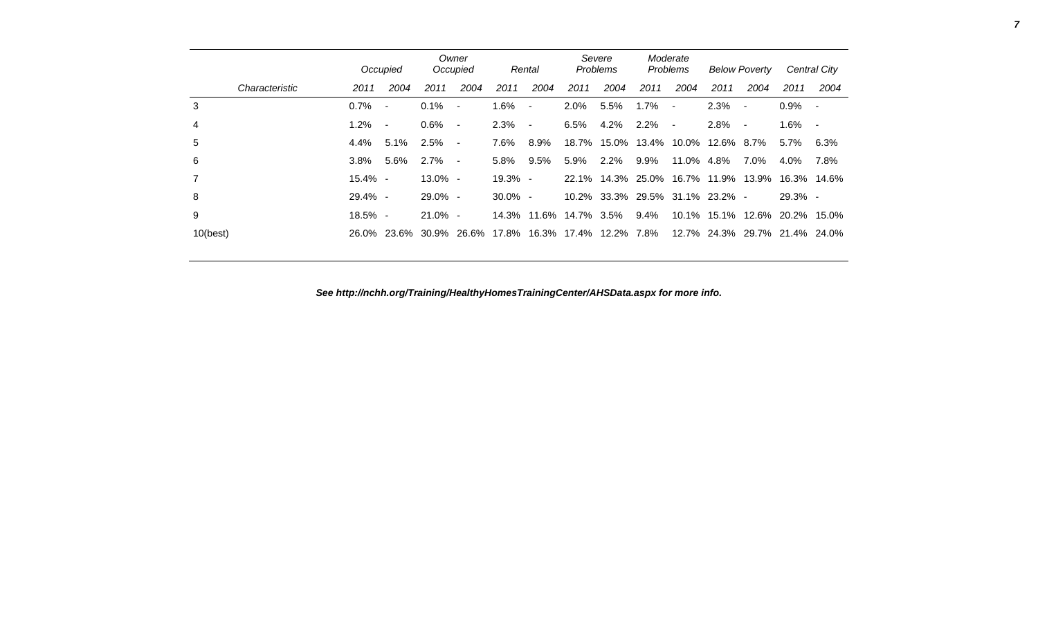| | Occupied | | Owner Occupied | | Rental | | Severe Problems | | Moderate Problems | | Below Poverty | | Central City | |
|---|---|---|---|---|---|---|---|---|---|---|---|---|---|---|
| Characteristic | 2011 | 2004 | 2011 | 2004 | 2011 | 2004 | 2011 | 2004 | 2011 | 2004 | 2011 | 2004 | 2011 | 2004 |
| 3 | 0.7% | - | 0.1% | - | 1.6% | - | 2.0% | 5.5% | 1.7% | - | 2.3% | - | 0.9% | - |
| 4 | 1.2% | - | 0.6% | - | 2.3% | - | 6.5% | 4.2% | 2.2% | - | 2.8% | - | 1.6% | - |
| 5 | 4.4% | 5.1% | 2.5% | - | 7.6% | 8.9% | 18.7% | 15.0% | 13.4% | 10.0% | 12.6% | 8.7% | 5.7% | 6.3% |
| 6 | 3.8% | 5.6% | 2.7% | - | 5.8% | 9.5% | 5.9% | 2.2% | 9.9% | 11.0% | 4.8% | 7.0% | 4.0% | 7.8% |
| 7 | 15.4% | - | 13.0% | - | 19.3% | - | 22.1% | 14.3% | 25.0% | 16.7% | 11.9% | 13.9% | 16.3% | 14.6% |
| 8 | 29.4% | - | 29.0% | - | 30.0% | - | 10.2% | 33.3% | 29.5% | 31.1% | 23.2% | - | 29.3% | - |
| 9 | 18.5% | - | 21.0% | - | 14.3% | 11.6% | 14.7% | 3.5% | 9.4% | 10.1% | 15.1% | 12.6% | 20.2% | 15.0% |
| 10(best) | 26.0% | 23.6% | 30.9% | 26.6% | 17.8% | 16.3% | 17.4% | 12.2% | 7.8% | 12.7% | 24.3% | 29.7% | 21.4% | 24.0% |

***See http://nchh.org/Training/HealthyHomesTrainingCenter/AHSData.aspx for more info.***